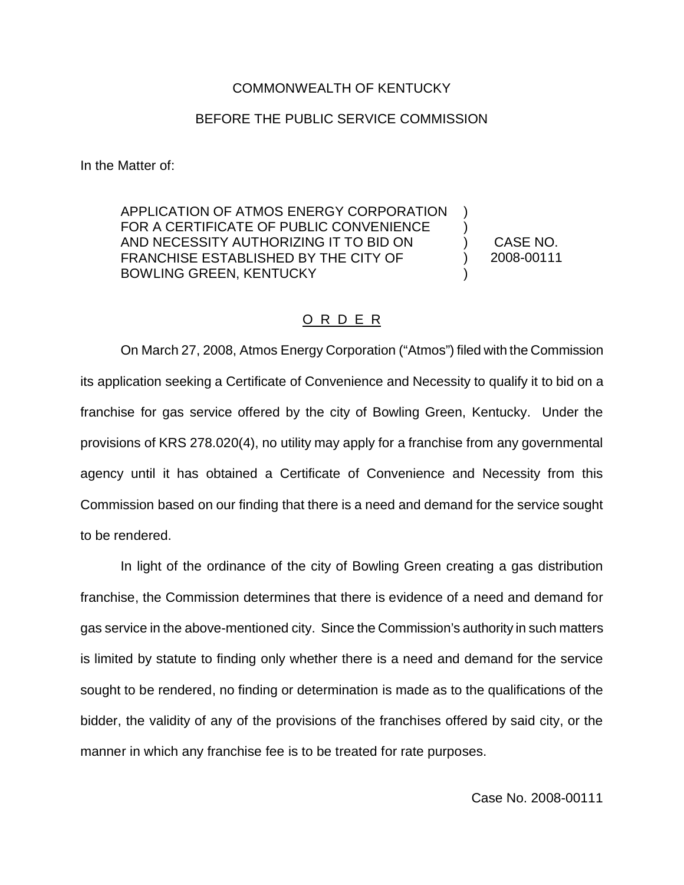COMMONWEALTH OF KENTUCKY

BEFORE THE PUBLIC SERVICE COMMISSION

In the Matter of:

| | | |
|---|---|---|
| APPLICATION OF ATMOS ENERGY CORPORATION FOR A CERTIFICATE OF PUBLIC CONVENIENCE AND NECESSITY AUTHORIZING IT TO BID ON FRANCHISE ESTABLISHED BY THE CITY OF BOWLING GREEN, KENTUCKY | ) ) ) ) ) | CASE NO. 2008-00111 |

## O R D E R

On March 27, 2008, Atmos Energy Corporation ("Atmos") filed with the Commission its application seeking a Certificate of Convenience and Necessity to qualify it to bid on a franchise for gas service offered by the city of Bowling Green, Kentucky. Under the provisions of KRS 278.020(4), no utility may apply for a franchise from any governmental agency until it has obtained a Certificate of Convenience and Necessity from this Commission based on our finding that there is a need and demand for the service sought to be rendered.

In light of the ordinance of the city of Bowling Green creating a gas distribution franchise, the Commission determines that there is evidence of a need and demand for gas service in the above-mentioned city. Since the Commission's authority in such matters is limited by statute to finding only whether there is a need and demand for the service sought to be rendered, no finding or determination is made as to the qualifications of the bidder, the validity of any of the provisions of the franchises offered by said city, or the manner in which any franchise fee is to be treated for rate purposes.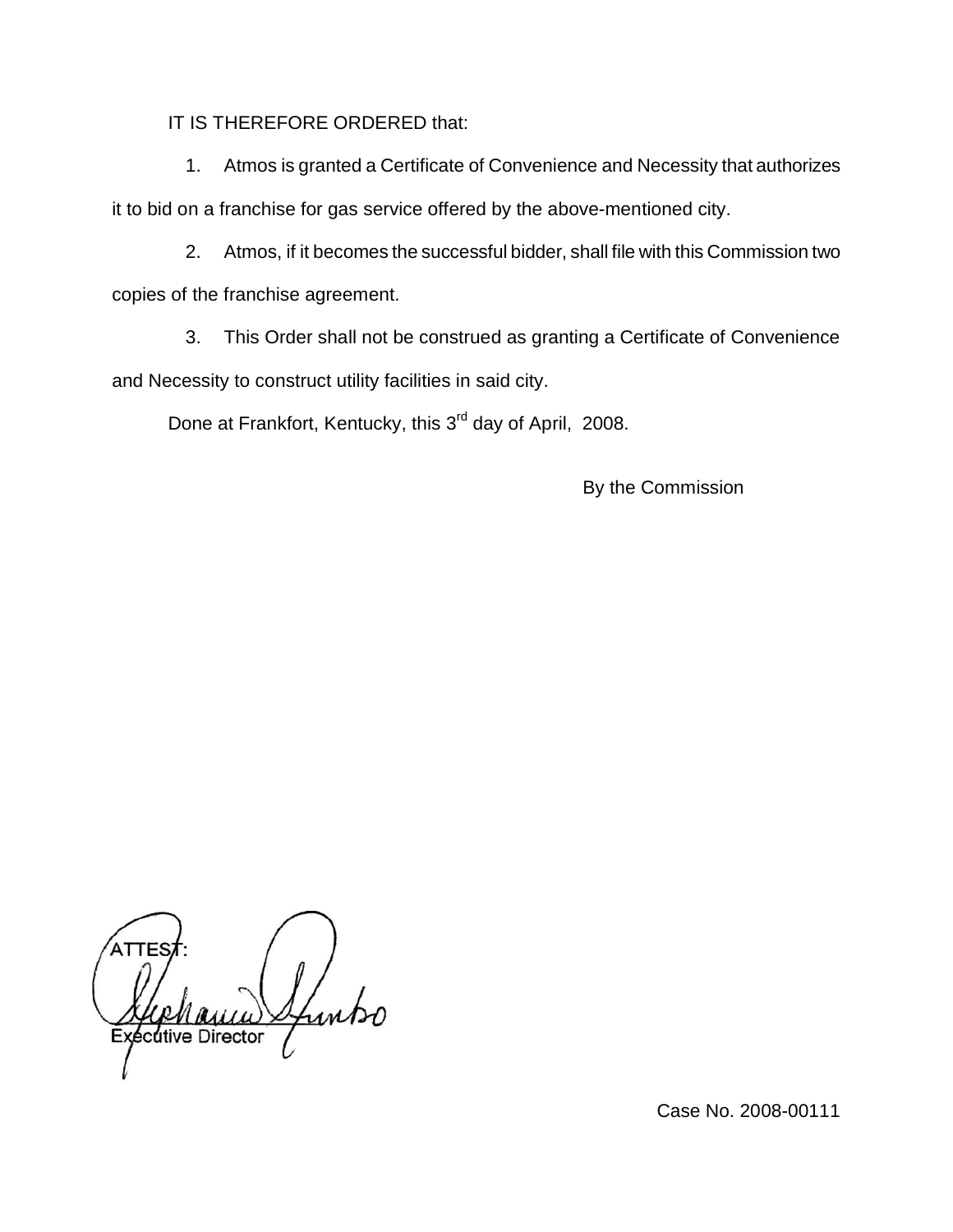IT IS THEREFORE ORDERED that:

1. Atmos is granted a Certificate of Convenience and Necessity that authorizes it to bid on a franchise for gas service offered by the above-mentioned city.

2. Atmos, if it becomes the successful bidder, shall file with this Commission two copies of the franchise agreement.

3. This Order shall not be construed as granting a Certificate of Convenience and Necessity to construct utility facilities in said city.

Done at Frankfort, Kentucky, this 3rd day of April, 2008.

By the Commission

ATTEST:

Executive Director

Case No. 2008-00111